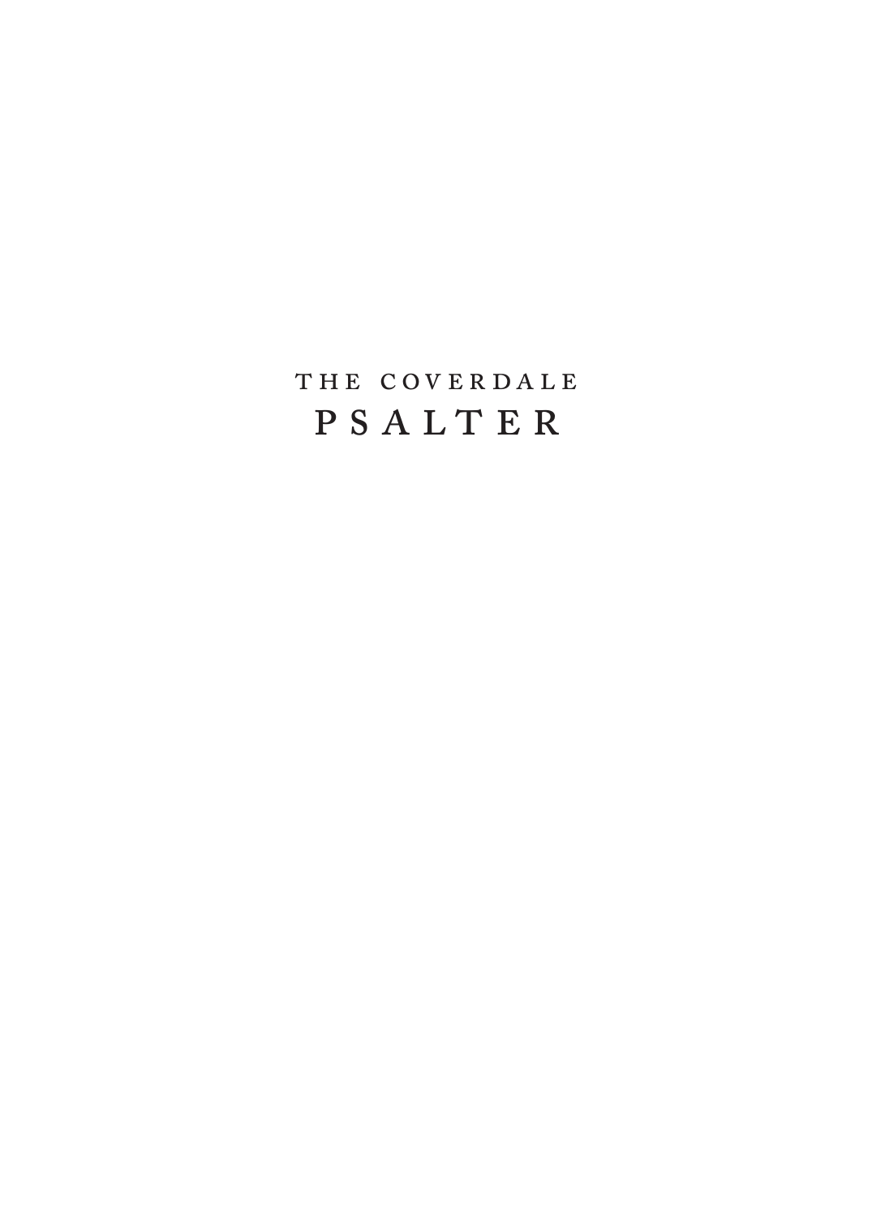# THE COVERDALE PSALTER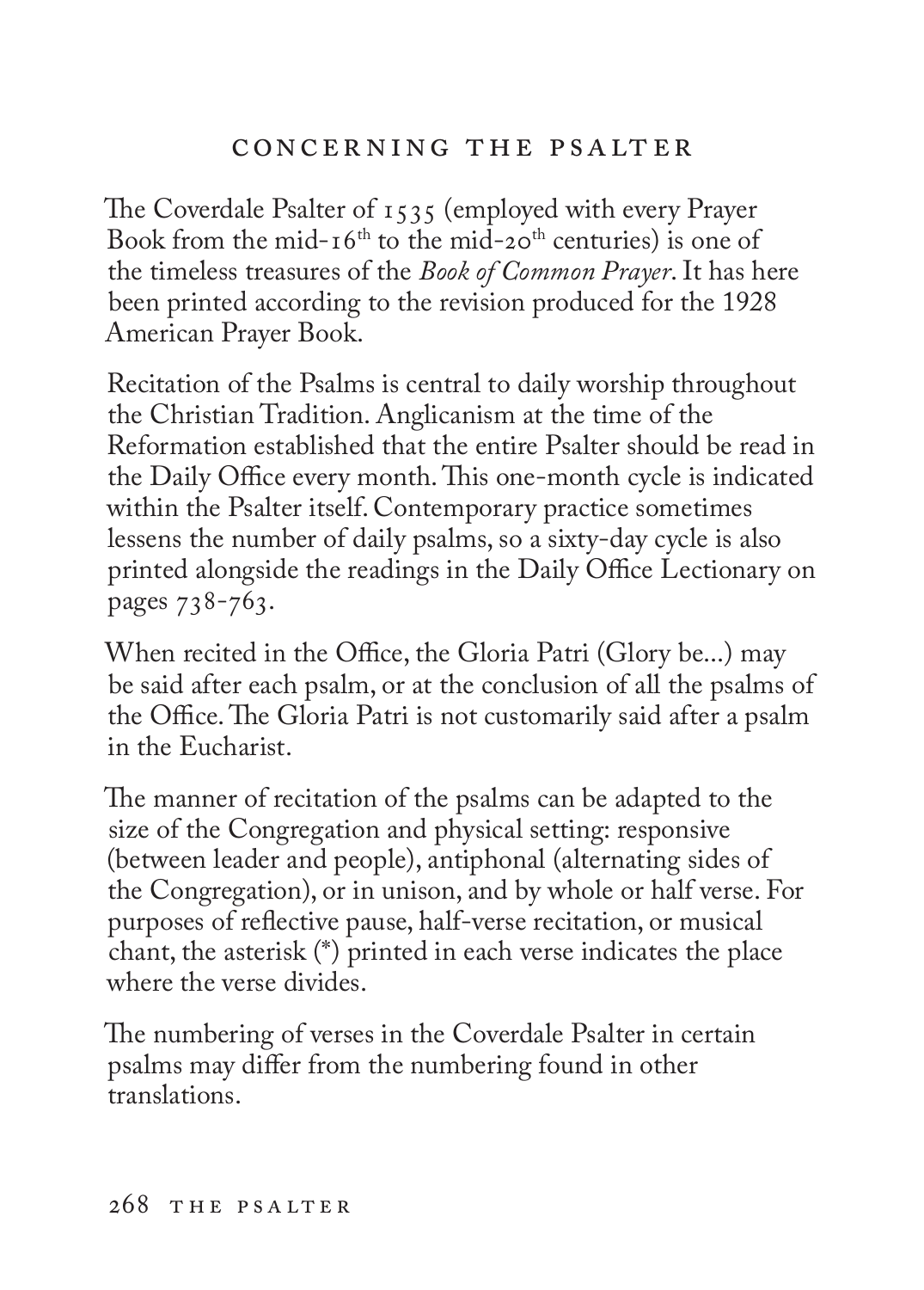## CONCERNING THE PSALTER

The Coverdale Psalter of 1535 (employed with every Prayer Book from the mid-16th to the mid-20th centuries) is one of the timeless treasures of the *Book of Common Prayer*. It has here been printed according to the revision produced for the 1928 American Prayer Book.

Recitation of the Psalms is central to daily worship throughout the Christian Tradition. Anglicanism at the time of the Reformation established that the entire Psalter should be read in the Daily Office every month. This one-month cycle is indicated within the Psalter itself. Contemporary practice sometimes lessens the number of daily psalms, so a sixty-day cycle is also printed alongside the readings in the Daily Office Lectionary on pages 738-763.

When recited in the Office, the Gloria Patri (Glory be...) may be said after each psalm, or at the conclusion of all the psalms of the Office. The Gloria Patri is not customarily said after a psalm in the Eucharist.

The manner of recitation of the psalms can be adapted to the size of the Congregation and physical setting: responsive (between leader and people), antiphonal (alternating sides of the Congregation), or in unison, and by whole or half verse. For purposes of reflective pause, half-verse recitation, or musical chant, the asterisk (*) printed in each verse indicates the place where the verse divides.

The numbering of verses in the Coverdale Psalter in certain psalms may differ from the numbering found in other translations.